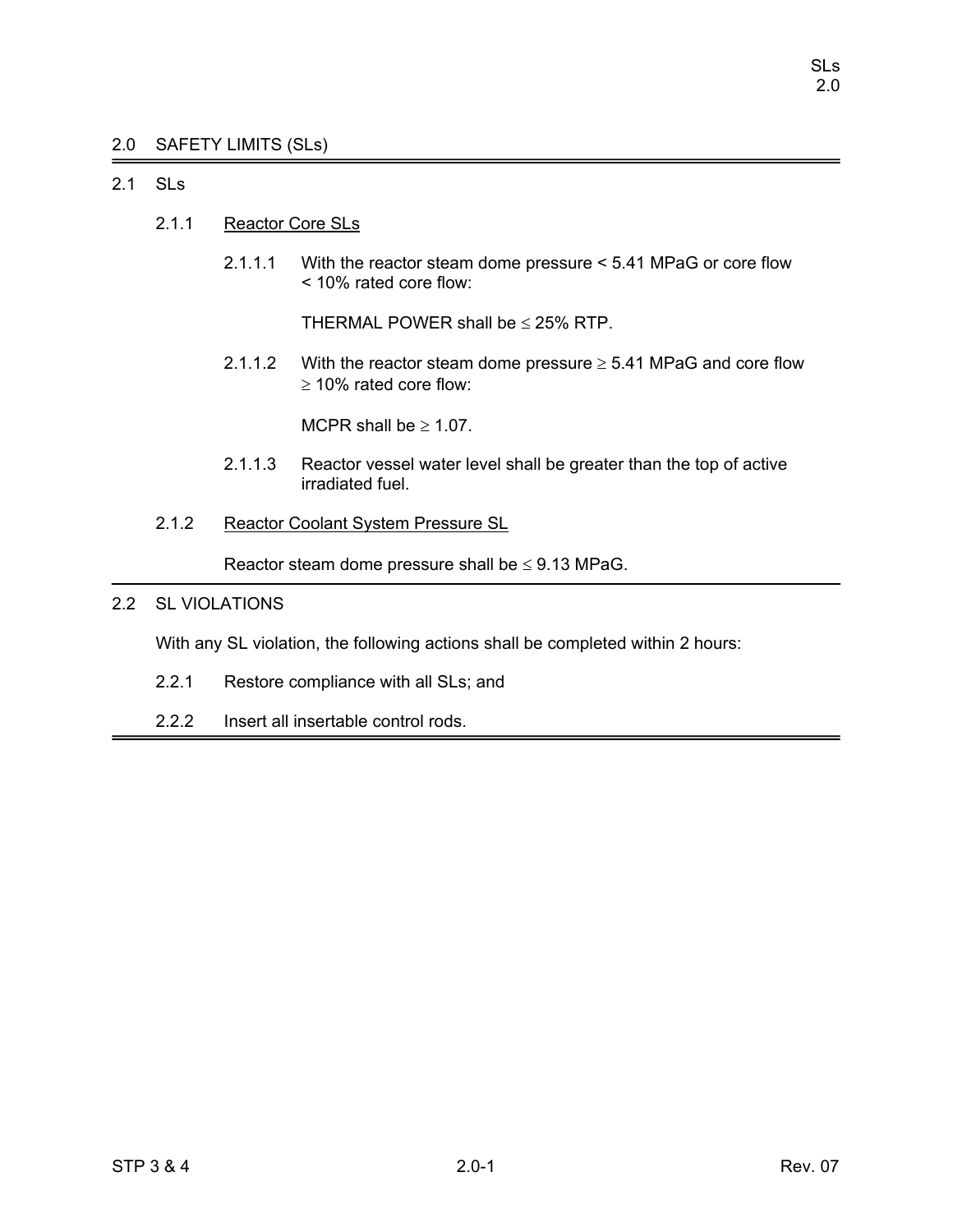# 2.0 SAFETY LIMITS (SLs)

## 2.1 SLs

### 2.1.1 Reactor Core SLs

2.1.1.1 With the reactor steam dome pressure < 5.41 MPaG or core flow < 10% rated core flow:

THERMAL POWER shall be ≤ 25% RTP.

2.1.1.2 With the reactor steam dome pressure ≥ 5.41 MPaG and core flow ≥ 10% rated core flow:

MCPR shall be ≥ 1.07.

2.1.1.3 Reactor vessel water level shall be greater than the top of active irradiated fuel.

### 2.1.2 Reactor Coolant System Pressure SL

Reactor steam dome pressure shall be ≤ 9.13 MPaG.

## 2.2 SL VIOLATIONS

With any SL violation, the following actions shall be completed within 2 hours:

2.2.1 Restore compliance with all SLs; and

2.2.2 Insert all insertable control rods.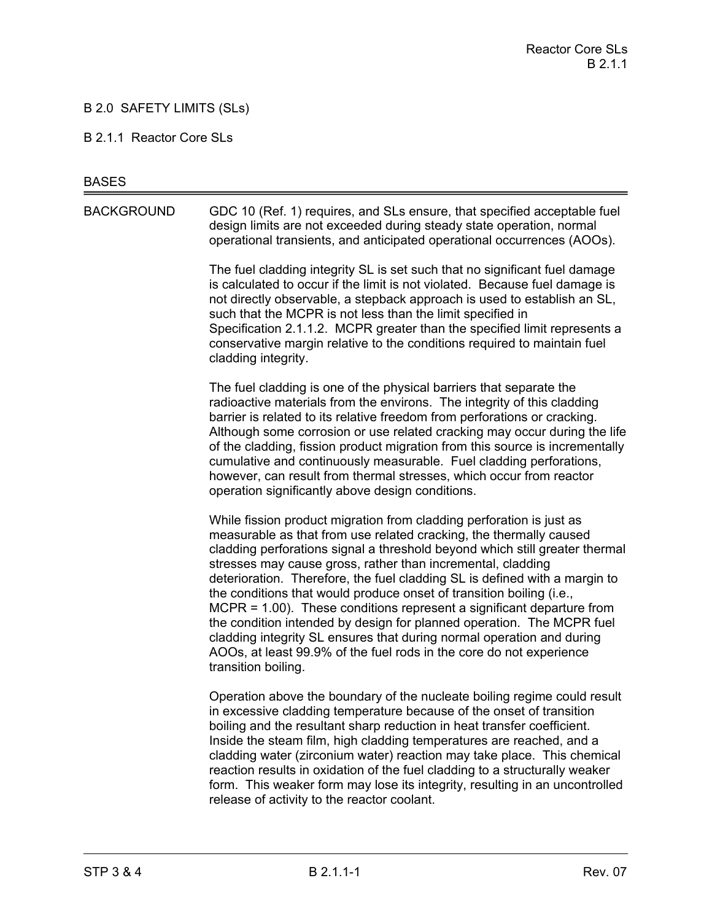# B 2.0 SAFETY LIMITS (SLs)

## B 2.1.1 Reactor Core SLs

BASES

---

**BACKGROUND**

GDC 10 (Ref. 1) requires, and SLs ensure, that specified acceptable fuel design limits are not exceeded during steady state operation, normal operational transients, and anticipated operational occurrences (AOOs).

The fuel cladding integrity SL is set such that no significant fuel damage is calculated to occur if the limit is not violated. Because fuel damage is not directly observable, a stepback approach is used to establish an SL, such that the MCPR is not less than the limit specified in Specification 2.1.1.2. MCPR greater than the specified limit represents a conservative margin relative to the conditions required to maintain fuel cladding integrity.

The fuel cladding is one of the physical barriers that separate the radioactive materials from the environs. The integrity of this cladding barrier is related to its relative freedom from perforations or cracking. Although some corrosion or use related cracking may occur during the life of the cladding, fission product migration from this source is incrementally cumulative and continuously measurable. Fuel cladding perforations, however, can result from thermal stresses, which occur from reactor operation significantly above design conditions.

While fission product migration from cladding perforation is just as measurable as that from use related cracking, the thermally caused cladding perforations signal a threshold beyond which still greater thermal stresses may cause gross, rather than incremental, cladding deterioration. Therefore, the fuel cladding SL is defined with a margin to the conditions that would produce onset of transition boiling (i.e., MCPR = 1.00). These conditions represent a significant departure from the condition intended by design for planned operation. The MCPR fuel cladding integrity SL ensures that during normal operation and during AOOs, at least 99.9% of the fuel rods in the core do not experience transition boiling.

Operation above the boundary of the nucleate boiling regime could result in excessive cladding temperature because of the onset of transition boiling and the resultant sharp reduction in heat transfer coefficient. Inside the steam film, high cladding temperatures are reached, and a cladding water (zirconium water) reaction may take place. This chemical reaction results in oxidation of the fuel cladding to a structurally weaker form. This weaker form may lose its integrity, resulting in an uncontrolled release of activity to the reactor coolant.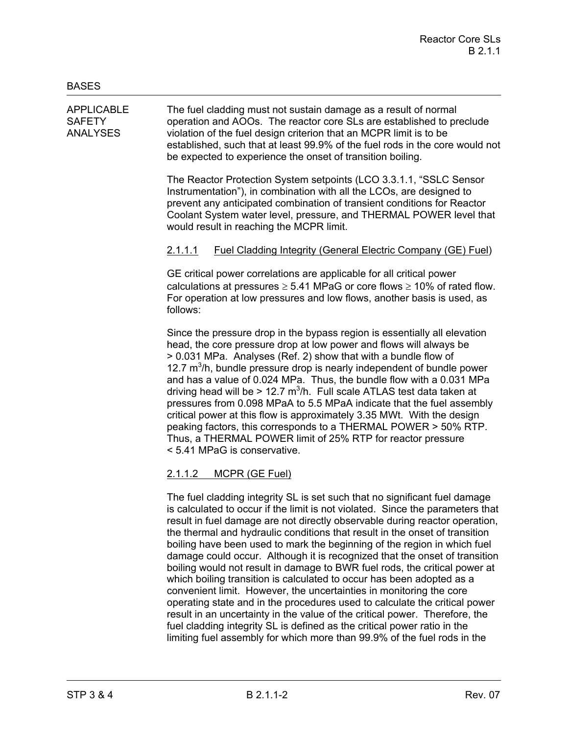BASES

APPLICABLE SAFETY ANALYSES

The fuel cladding must not sustain damage as a result of normal operation and AOOs. The reactor core SLs are established to preclude violation of the fuel design criterion that an MCPR limit is to be established, such that at least 99.9% of the fuel rods in the core would not be expected to experience the onset of transition boiling.

The Reactor Protection System setpoints (LCO 3.3.1.1, "SSLC Sensor Instrumentation"), in combination with all the LCOs, are designed to prevent any anticipated combination of transient conditions for Reactor Coolant System water level, pressure, and THERMAL POWER level that would result in reaching the MCPR limit.

2.1.1.1 Fuel Cladding Integrity (General Electric Company (GE) Fuel)

GE critical power correlations are applicable for all critical power calculations at pressures ≥ 5.41 MPaG or core flows ≥ 10% of rated flow. For operation at low pressures and low flows, another basis is used, as follows:

Since the pressure drop in the bypass region is essentially all elevation head, the core pressure drop at low power and flows will always be > 0.031 MPa. Analyses (Ref. 2) show that with a bundle flow of 12.7 $m^3$/h, bundle pressure drop is nearly independent of bundle power and has a value of 0.024 MPa. Thus, the bundle flow with a 0.031 MPa driving head will be > 12.7 $m^3$/h. Full scale ATLAS test data taken at pressures from 0.098 MPaA to 5.5 MPaA indicate that the fuel assembly critical power at this flow is approximately 3.35 MWt. With the design peaking factors, this corresponds to a THERMAL POWER > 50% RTP. Thus, a THERMAL POWER limit of 25% RTP for reactor pressure < 5.41 MPaG is conservative.

2.1.1.2 MCPR (GE Fuel)

The fuel cladding integrity SL is set such that no significant fuel damage is calculated to occur if the limit is not violated. Since the parameters that result in fuel damage are not directly observable during reactor operation, the thermal and hydraulic conditions that result in the onset of transition boiling have been used to mark the beginning of the region in which fuel damage could occur. Although it is recognized that the onset of transition boiling would not result in damage to BWR fuel rods, the critical power at which boiling transition is calculated to occur has been adopted as a convenient limit. However, the uncertainties in monitoring the core operating state and in the procedures used to calculate the critical power result in an uncertainty in the value of the critical power. Therefore, the fuel cladding integrity SL is defined as the critical power ratio in the limiting fuel assembly for which more than 99.9% of the fuel rods in the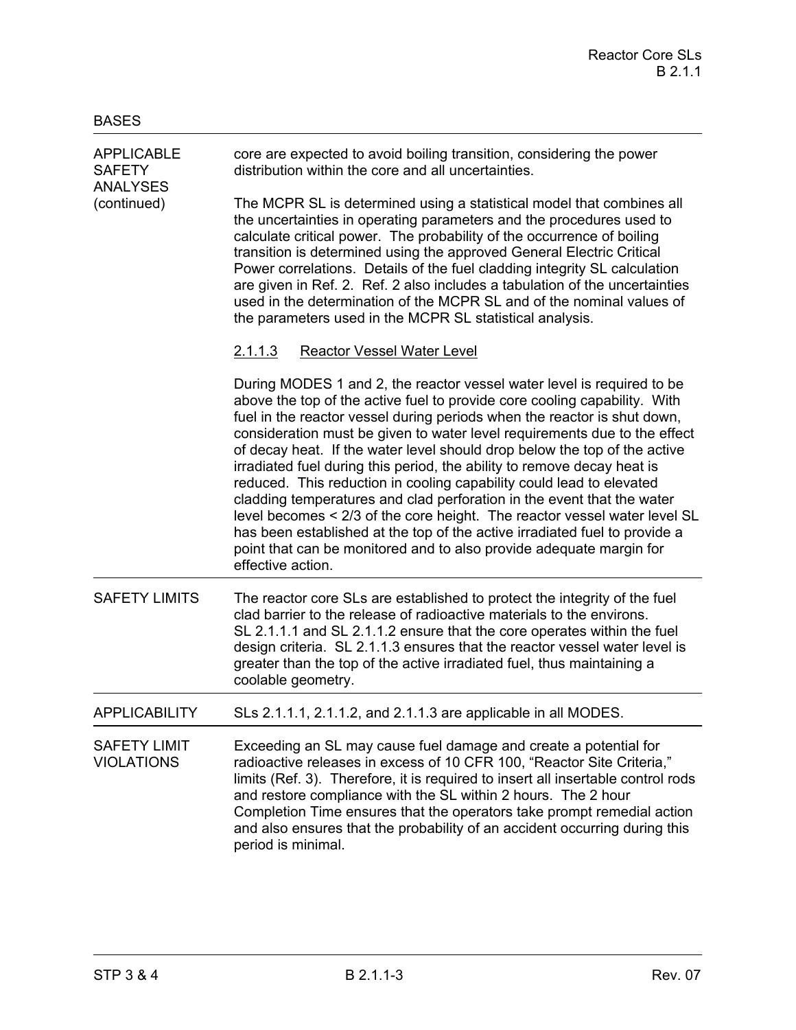BASES

APPLICABLE SAFETY ANALYSES (continued)

core are expected to avoid boiling transition, considering the power distribution within the core and all uncertainties.

The MCPR SL is determined using a statistical model that combines all the uncertainties in operating parameters and the procedures used to calculate critical power. The probability of the occurrence of boiling transition is determined using the approved General Electric Critical Power correlations. Details of the fuel cladding integrity SL calculation are given in Ref. 2. Ref. 2 also includes a tabulation of the uncertainties used in the determination of the MCPR SL and of the nominal values of the parameters used in the MCPR SL statistical analysis.

2.1.1.3 Reactor Vessel Water Level

During MODES 1 and 2, the reactor vessel water level is required to be above the top of the active fuel to provide core cooling capability. With fuel in the reactor vessel during periods when the reactor is shut down, consideration must be given to water level requirements due to the effect of decay heat. If the water level should drop below the top of the active irradiated fuel during this period, the ability to remove decay heat is reduced. This reduction in cooling capability could lead to elevated cladding temperatures and clad perforation in the event that the water level becomes < 2/3 of the core height. The reactor vessel water level SL has been established at the top of the active irradiated fuel to provide a point that can be monitored and to also provide adequate margin for effective action.

SAFETY LIMITS

The reactor core SLs are established to protect the integrity of the fuel clad barrier to the release of radioactive materials to the environs. SL 2.1.1.1 and SL 2.1.1.2 ensure that the core operates within the fuel design criteria. SL 2.1.1.3 ensures that the reactor vessel water level is greater than the top of the active irradiated fuel, thus maintaining a coolable geometry.

APPLICABILITY

SLs 2.1.1.1, 2.1.1.2, and 2.1.1.3 are applicable in all MODES.

SAFETY LIMIT VIOLATIONS

Exceeding an SL may cause fuel damage and create a potential for radioactive releases in excess of 10 CFR 100, "Reactor Site Criteria," limits (Ref. 3). Therefore, it is required to insert all insertable control rods and restore compliance with the SL within 2 hours. The 2 hour Completion Time ensures that the operators take prompt remedial action and also ensures that the probability of an accident occurring during this period is minimal.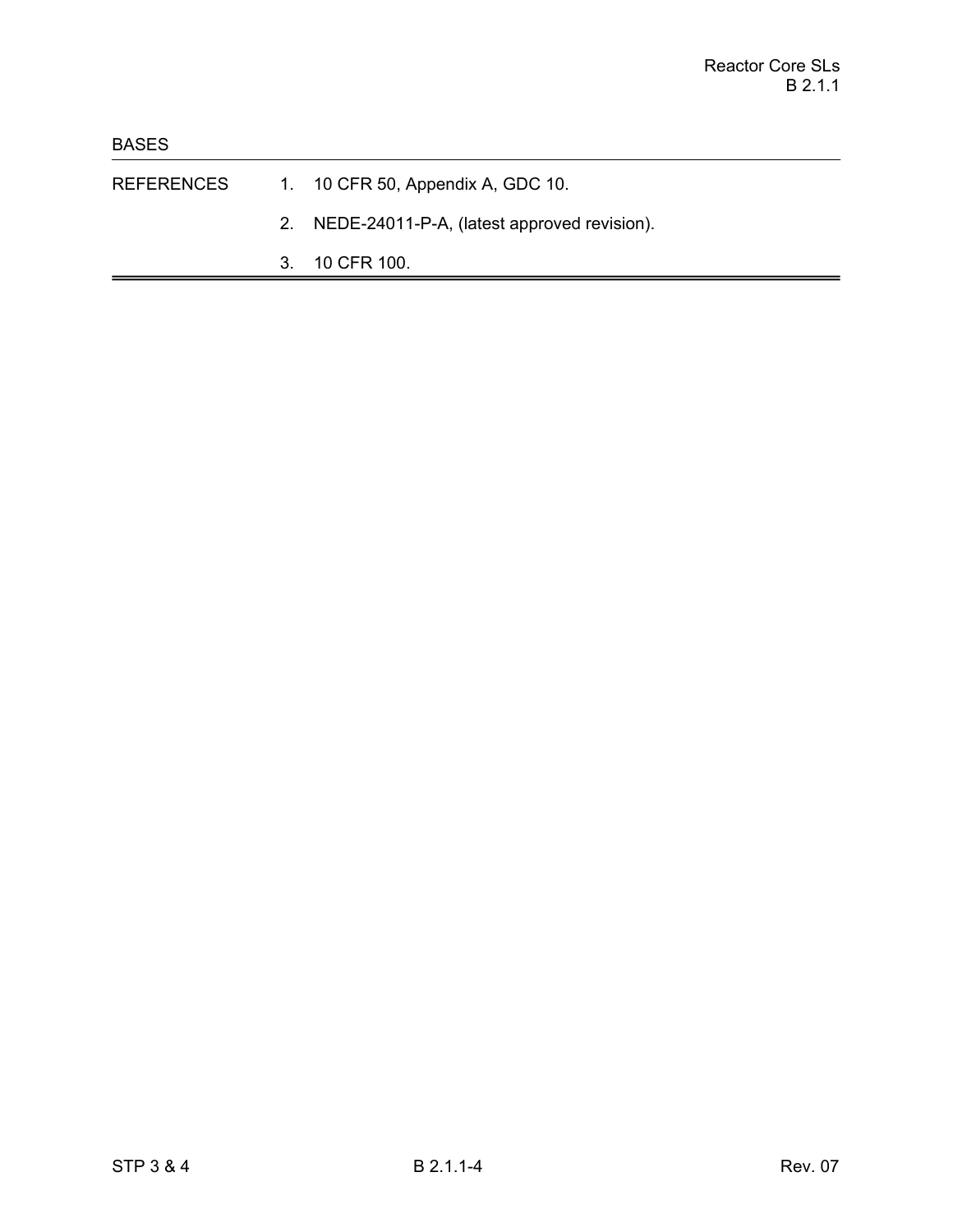BASES

| REFERENCES | |
|---|---|
| | 1. 10 CFR 50, Appendix A, GDC 10. |
| | 2. NEDE-24011-P-A, (latest approved revision). |
| | 3. 10 CFR 100. |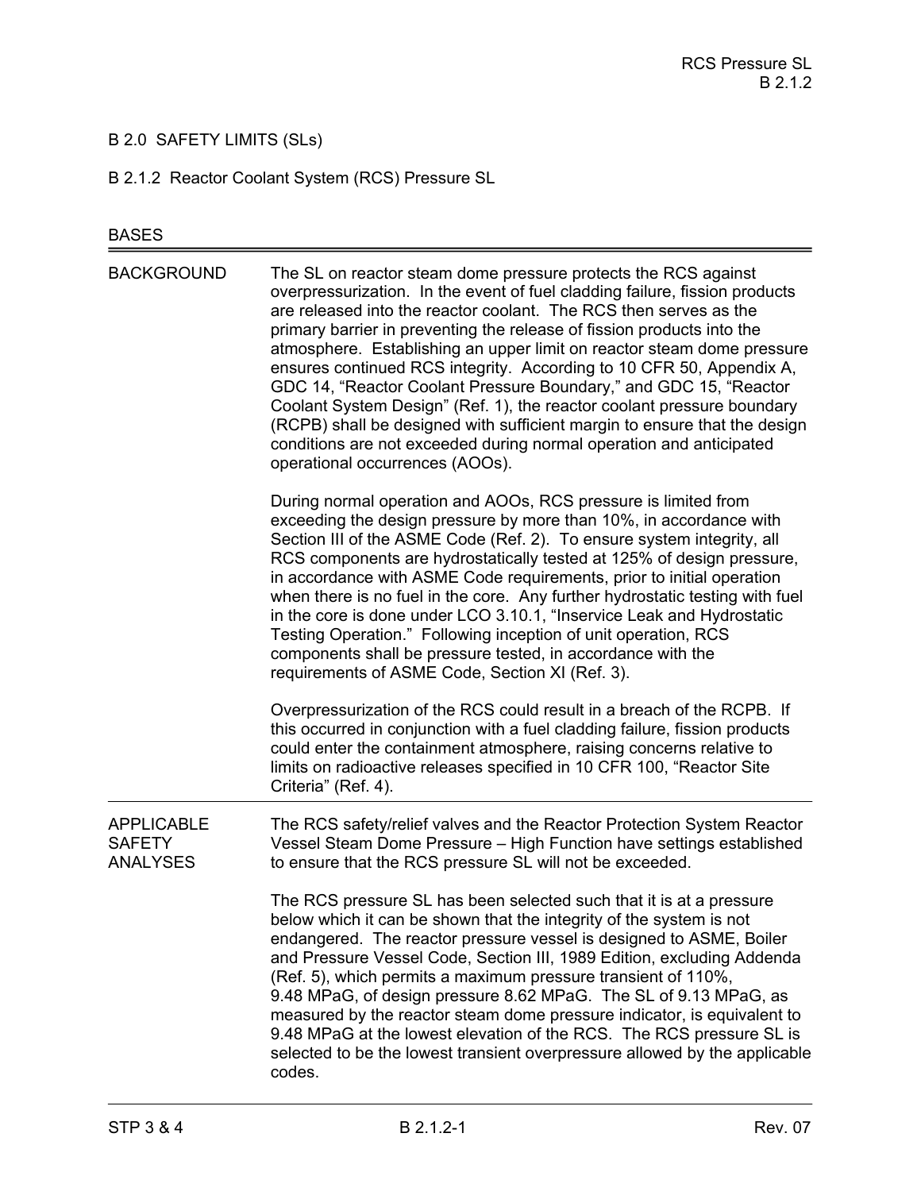# B 2.0 SAFETY LIMITS (SLs)

## B 2.1.2 Reactor Coolant System (RCS) Pressure SL

BASES

### BACKGROUND

The SL on reactor steam dome pressure protects the RCS against overpressurization. In the event of fuel cladding failure, fission products are released into the reactor coolant. The RCS then serves as the primary barrier in preventing the release of fission products into the atmosphere. Establishing an upper limit on reactor steam dome pressure ensures continued RCS integrity. According to 10 CFR 50, Appendix A, GDC 14, "Reactor Coolant Pressure Boundary," and GDC 15, "Reactor Coolant System Design" (Ref. 1), the reactor coolant pressure boundary (RCPB) shall be designed with sufficient margin to ensure that the design conditions are not exceeded during normal operation and anticipated operational occurrences (AOOs).

During normal operation and AOOs, RCS pressure is limited from exceeding the design pressure by more than 10%, in accordance with Section III of the ASME Code (Ref. 2). To ensure system integrity, all RCS components are hydrostatically tested at 125% of design pressure, in accordance with ASME Code requirements, prior to initial operation when there is no fuel in the core. Any further hydrostatic testing with fuel in the core is done under LCO 3.10.1, "Inservice Leak and Hydrostatic Testing Operation." Following inception of unit operation, RCS components shall be pressure tested, in accordance with the requirements of ASME Code, Section XI (Ref. 3).

Overpressurization of the RCS could result in a breach of the RCPB. If this occurred in conjunction with a fuel cladding failure, fission products could enter the containment atmosphere, raising concerns relative to limits on radioactive releases specified in 10 CFR 100, "Reactor Site Criteria" (Ref. 4).

### APPLICABLE SAFETY ANALYSES

The RCS safety/relief valves and the Reactor Protection System Reactor Vessel Steam Dome Pressure – High Function have settings established to ensure that the RCS pressure SL will not be exceeded.

The RCS pressure SL has been selected such that it is at a pressure below which it can be shown that the integrity of the system is not endangered. The reactor pressure vessel is designed to ASME, Boiler and Pressure Vessel Code, Section III, 1989 Edition, excluding Addenda (Ref. 5), which permits a maximum pressure transient of 110%, 9.48 MPaG, of design pressure 8.62 MPaG. The SL of 9.13 MPaG, as measured by the reactor steam dome pressure indicator, is equivalent to 9.48 MPaG at the lowest elevation of the RCS. The RCS pressure SL is selected to be the lowest transient overpressure allowed by the applicable codes.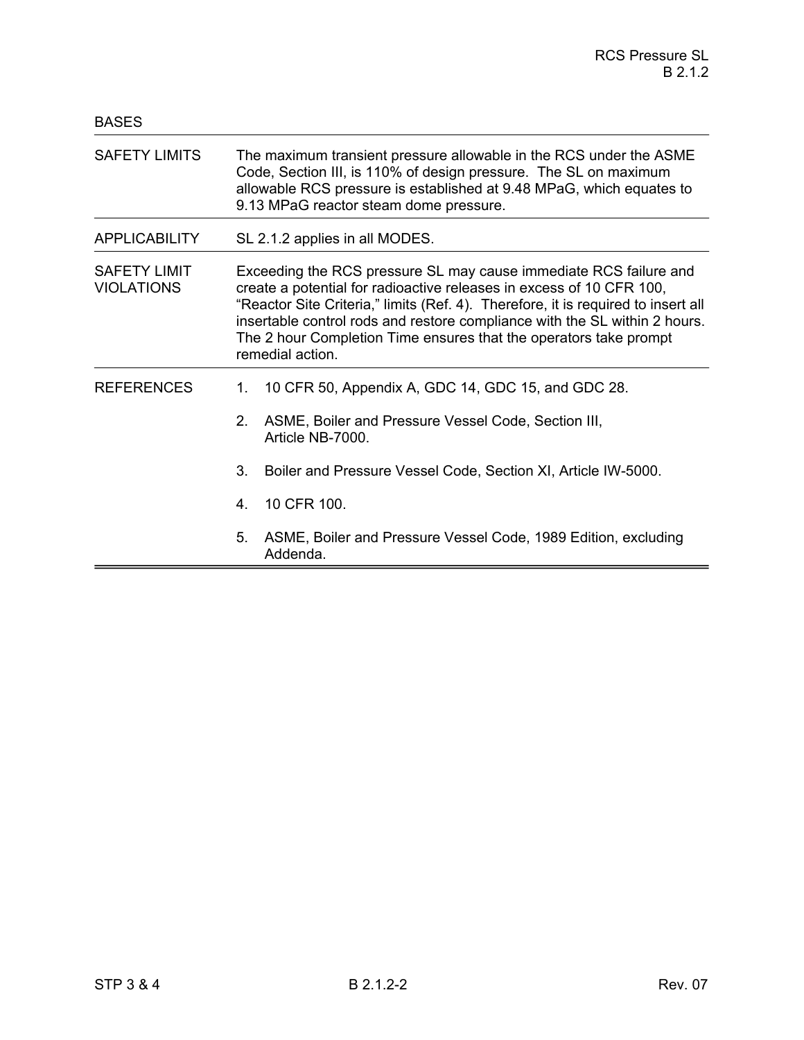BASES

| | |
|---|---|
| SAFETY LIMITS | The maximum transient pressure allowable in the RCS under the ASME Code, Section III, is 110% of design pressure. The SL on maximum allowable RCS pressure is established at 9.48 MPaG, which equates to 9.13 MPaG reactor steam dome pressure. |
| APPLICABILITY | SL 2.1.2 applies in all MODES. |
| SAFETY LIMIT VIOLATIONS | Exceeding the RCS pressure SL may cause immediate RCS failure and create a potential for radioactive releases in excess of 10 CFR 100, "Reactor Site Criteria," limits (Ref. 4). Therefore, it is required to insert all insertable control rods and restore compliance with the SL within 2 hours. The 2 hour Completion Time ensures that the operators take prompt remedial action. |

REFERENCES

1. 10 CFR 50, Appendix A, GDC 14, GDC 15, and GDC 28.
2. ASME, Boiler and Pressure Vessel Code, Section III, Article NB-7000.
3. Boiler and Pressure Vessel Code, Section XI, Article IW-5000.
4. 10 CFR 100.
5. ASME, Boiler and Pressure Vessel Code, 1989 Edition, excluding Addenda.